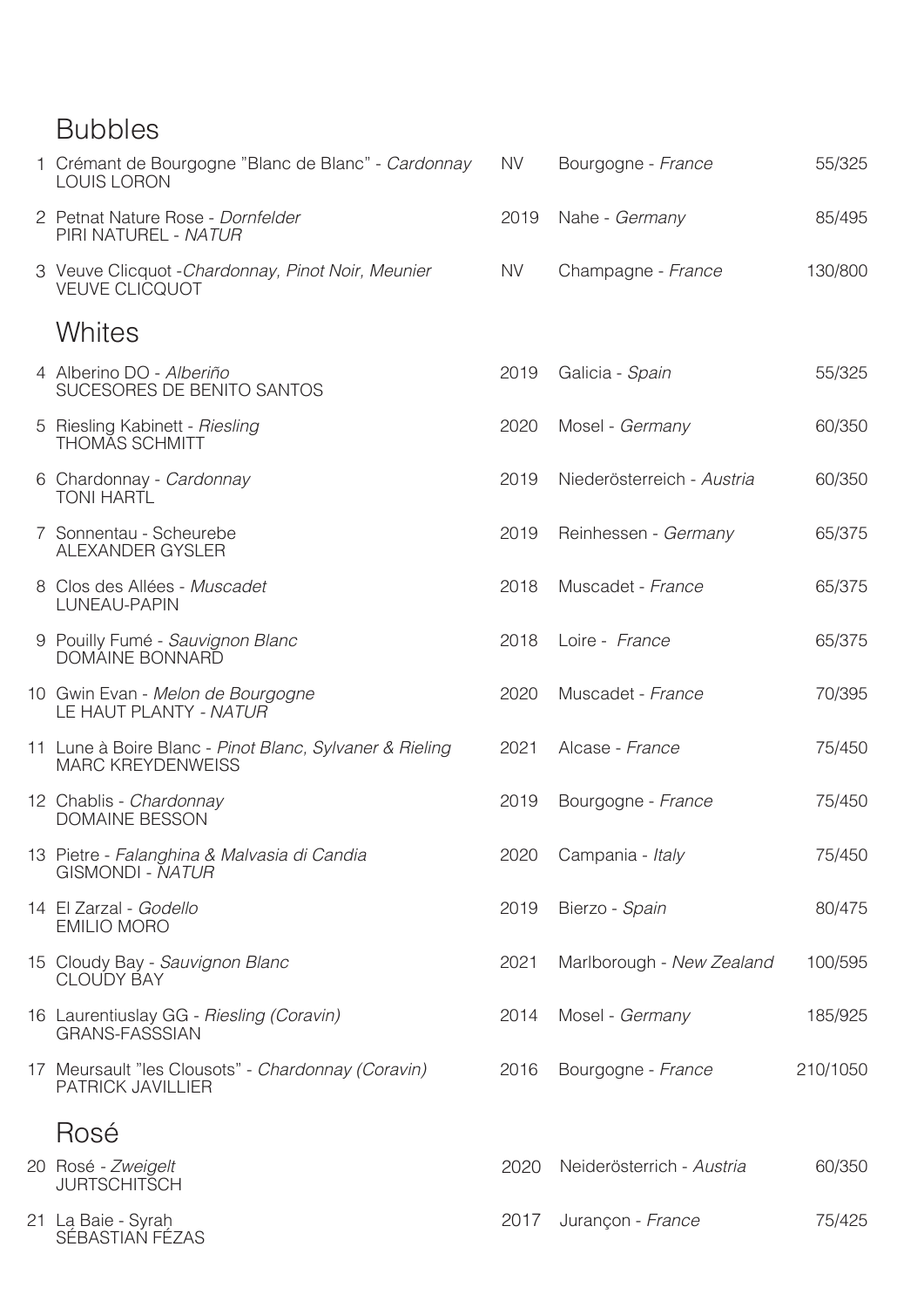## Bubbles

| # | Wine | Vintage | Region | Price |
|---|---|---|---|---|
| 1 | Crémant de Bourgogne "Blanc de Blanc" - *Cardonnay*<br>LOUIS LORON | NV | Bourgogne - *France* | 55/325 |
| 2 | Petnat Nature Rose - *Dornfelder*<br>PIRI NATUREL - *NATUR* | 2019 | Nahe - *Germany* | 85/495 |
| 3 | Veuve Clicquot -*Chardonnay, Pinot Noir, Meunier*<br>VEUVE CLICQUOT | NV | Champagne - *France* | 130/800 |

## Whites

| # | Wine | Vintage | Region | Price |
|---|---|---|---|---|
| 4 | Alberino DO - *Alberiño*<br>SUCESORES DE BENITO SANTOS | 2019 | Galicia - *Spain* | 55/325 |
| 5 | Riesling Kabinett - *Riesling*<br>THOMAS SCHMITT | 2020 | Mosel - *Germany* | 60/350 |
| 6 | Chardonnay - *Cardonnay*<br>TONI HARTL | 2019 | Niederösterreich - *Austria* | 60/350 |
| 7 | Sonnentau - Scheurebe<br>ALEXANDER GYSLER | 2019 | Reinhessen - *Germany* | 65/375 |
| 8 | Clos des Allées - *Muscadet*<br>LUNEAU-PAPIN | 2018 | Muscadet - *France* | 65/375 |
| 9 | Pouilly Fumé - *Sauvignon Blanc*<br>DOMAINE BONNARD | 2018 | Loire - *France* | 65/375 |
| 10 | Gwin Evan - *Melon de Bourgogne*<br>LE HAUT PLANTY - *NATUR* | 2020 | Muscadet - *France* | 70/395 |
| 11 | Lune à Boire Blanc - *Pinot Blanc, Sylvaner & Rieling*<br>MARC KREYDENWEISS | 2021 | Alcase - *France* | 75/450 |
| 12 | Chablis - *Chardonnay*<br>DOMAINE BESSON | 2019 | Bourgogne - *France* | 75/450 |
| 13 | Pietre - *Falanghina & Malvasia di Candia*<br>GISMONDI - *NATUR* | 2020 | Campania - *Italy* | 75/450 |
| 14 | El Zarzal - *Godello*<br>EMILIO MORO | 2019 | Bierzo - *Spain* | 80/475 |
| 15 | Cloudy Bay - *Sauvignon Blanc*<br>CLOUDY BAY | 2021 | Marlborough - *New Zealand* | 100/595 |
| 16 | Laurentiuslay GG - *Riesling (Coravin)*<br>GRANS-FASSSIAN | 2014 | Mosel - *Germany* | 185/925 |
| 17 | Meursault "les Clousots" - *Chardonnay (Coravin)*<br>PATRICK JAVILLIER | 2016 | Bourgogne - *France* | 210/1050 |

## Rosé

| # | Wine | Vintage | Region | Price |
|---|---|---|---|---|
| 20 | Rosé - *Zweigelt*<br>JURTSCHITSCH | 2020 | Neiderösterrich - *Austria* | 60/350 |
| 21 | La Baie - Syrah<br>SÉBASTIAN FÉZAS | 2017 | Jurançon - *France* | 75/425 |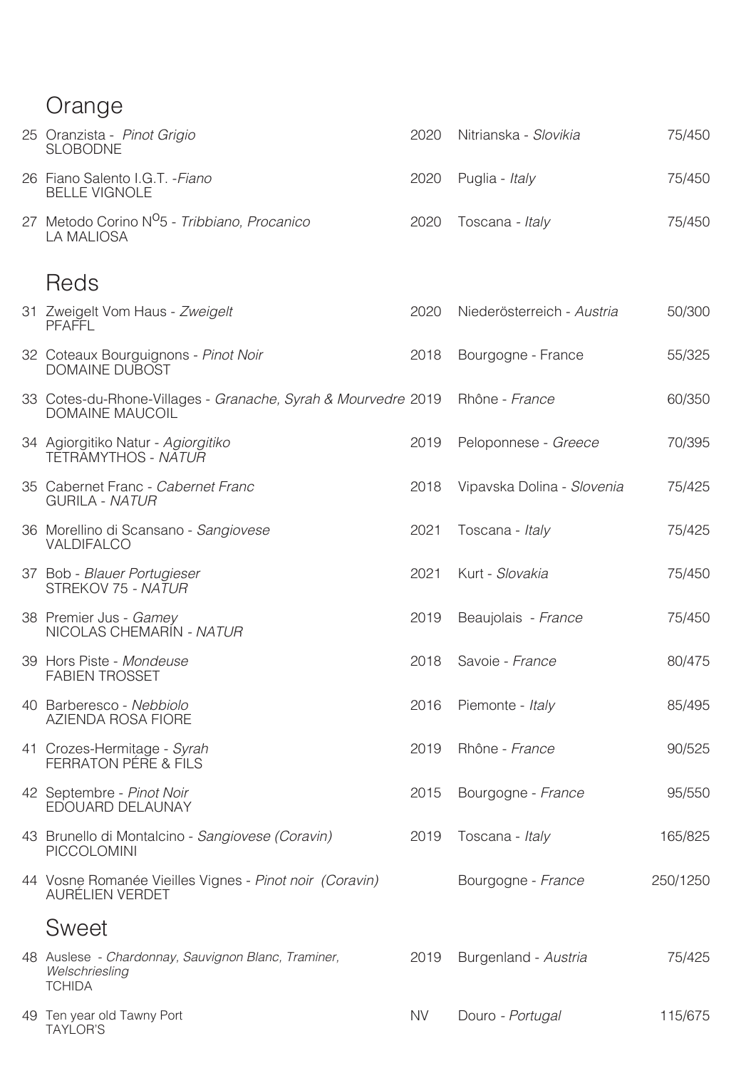## Orange

| | Wine | Vintage | Region | Price |
|---|---|---|---|---|
| 25 | Oranzista - *Pinot Grigio*<br>SLOBODNE | 2020 | Nitrianska - *Slovikia* | 75/450 |
| 26 | Fiano Salento I.G.T. -*Fiano*<br>BELLE VIGNOLE | 2020 | Puglia - *Italy* | 75/450 |
| 27 | Metodo Corino N$^{o}$5 - *Tribbiano, Procanico*<br>LA MALIOSA | 2020 | Toscana - *Italy* | 75/450 |

## Reds

| | Wine | Vintage | Region | Price |
|---|---|---|---|---|
| 31 | Zweigelt Vom Haus - *Zweigelt*<br>PFAFFL | 2020 | Niederösterreich - *Austria* | 50/300 |
| 32 | Coteaux Bourguignons - *Pinot Noir*<br>DOMAINE DUBOST | 2018 | Bourgogne - France | 55/325 |
| 33 | Cotes-du-Rhone-Villages - *Granache, Syrah & Mourvedre*<br>DOMAINE MAUCOIL | 2019 | Rhône - *France* | 60/350 |
| 34 | Agiorgitiko Natur - *Agiorgitiko*<br>TETRAMYTHOS - *NATUR* | 2019 | Peloponnese - *Greece* | 70/395 |
| 35 | Cabernet Franc - *Cabernet Franc*<br>GURILA - *NATUR* | 2018 | Vipavska Dolina - *Slovenia* | 75/425 |
| 36 | Morellino di Scansano - *Sangiovese*<br>VALDIFALCO | 2021 | Toscana - *Italy* | 75/425 |
| 37 | Bob - *Blauer Portugieser*<br>STREKOV 75 - *NATUR* | 2021 | Kurt - *Slovakia* | 75/450 |
| 38 | Premier Jus - *Gamey*<br>NICOLAS CHEMARIN - *NATUR* | 2019 | Beaujolais - *France* | 75/450 |
| 39 | Hors Piste - *Mondeuse*<br>FABIEN TROSSET | 2018 | Savoie - *France* | 80/475 |
| 40 | Barberesco - *Nebbiolo*<br>AZIENDA ROSA FIORE | 2016 | Piemonte - *Italy* | 85/495 |
| 41 | Crozes-Hermitage - *Syrah*<br>FERRATON PÉRE & FILS | 2019 | Rhône - *France* | 90/525 |
| 42 | Septembre - *Pinot Noir*<br>EDOUARD DELAUNAY | 2015 | Bourgogne - *France* | 95/550 |
| 43 | Brunello di Montalcino - *Sangiovese (Coravin)*<br>PICCOLOMINI | 2019 | Toscana - *Italy* | 165/825 |
| 44 | Vosne Romanée Vieilles Vignes - *Pinot noir (Coravin)*<br>AURÉLIEN VERDET | | Bourgogne - *France* | 250/1250 |

## Sweet

| | Wine | Vintage | Region | Price |
|---|---|---|---|---|
| 48 | Auslese - *Chardonnay, Sauvignon Blanc, Traminer, Welschriesling*<br>TCHIDA | 2019 | Burgenland - *Austria* | 75/425 |
| 49 | Ten year old Tawny Port<br>TAYLOR'S | NV | Douro - *Portugal* | 115/675 |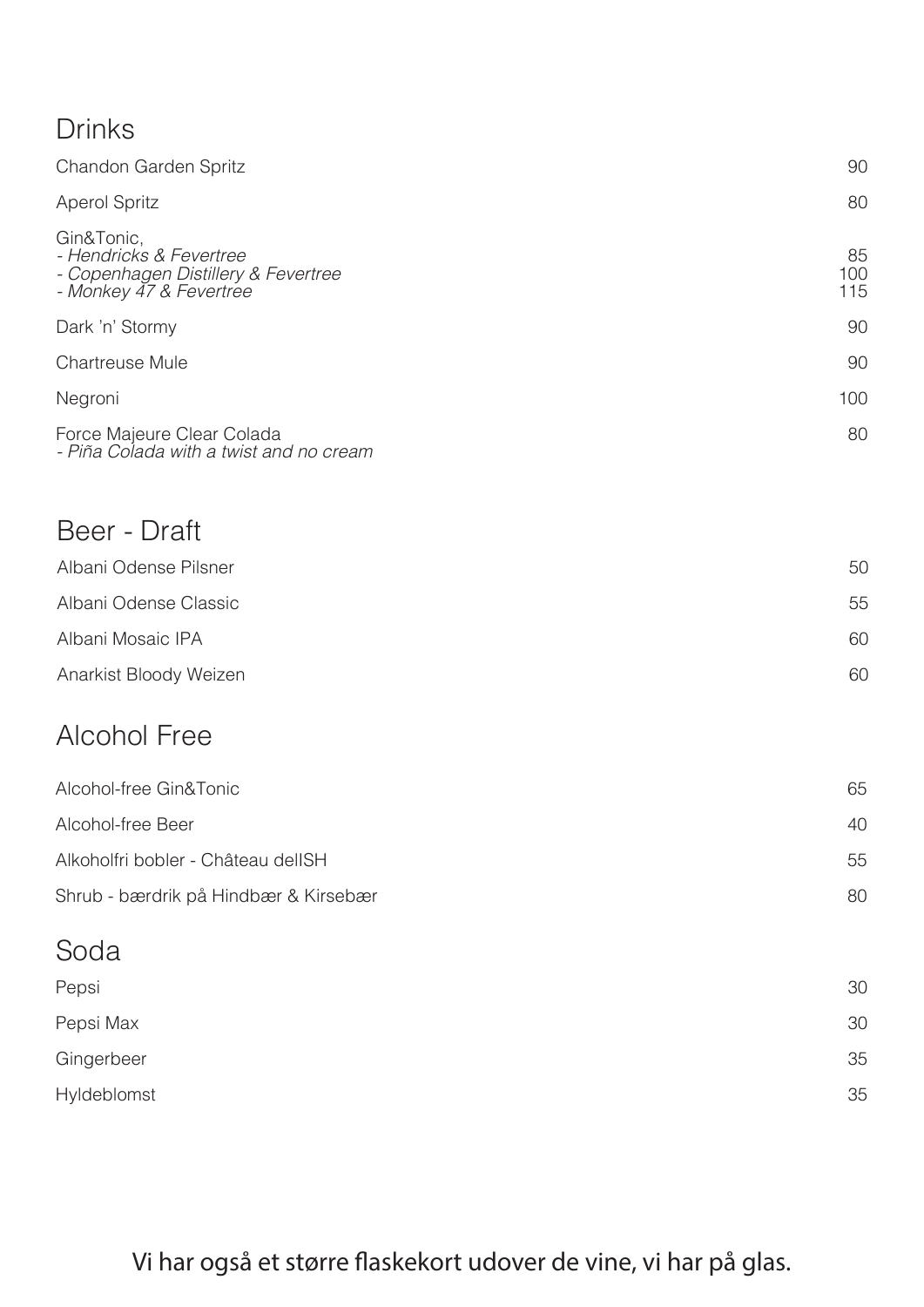## Drinks

| | |
|---|---|
| Chandon Garden Spritz | 90 |
| Aperol Spritz | 80 |
| Gin&Tonic, | |
| *- Hendricks & Fevertree* | 85 |
| *- Copenhagen Distillery & Fevertree* | 100 |
| *- Monkey 47 & Fevertree* | 115 |
| Dark 'n' Stormy | 90 |
| Chartreuse Mule | 90 |
| Negroni | 100 |
| Force Majeure Clear Colada<br>*- Piña Colada with a twist and no cream* | 80 |

## Beer - Draft

| | |
|---|---|
| Albani Odense Pilsner | 50 |
| Albani Odense Classic | 55 |
| Albani Mosaic IPA | 60 |
| Anarkist Bloody Weizen | 60 |

## Alcohol Free

| | |
|---|---|
| Alcohol-free Gin&Tonic | 65 |
| Alcohol-free Beer | 40 |
| Alkoholfri bobler - Château delISH | 55 |
| Shrub - bærdrik på Hindbær & Kirsebær | 80 |

## Soda

| | |
|---|---|
| Pepsi | 30 |
| Pepsi Max | 30 |
| Gingerbeer | 35 |
| Hyldeblomst | 35 |

Vi har også et større flaskekort udover de vine, vi har på glas.